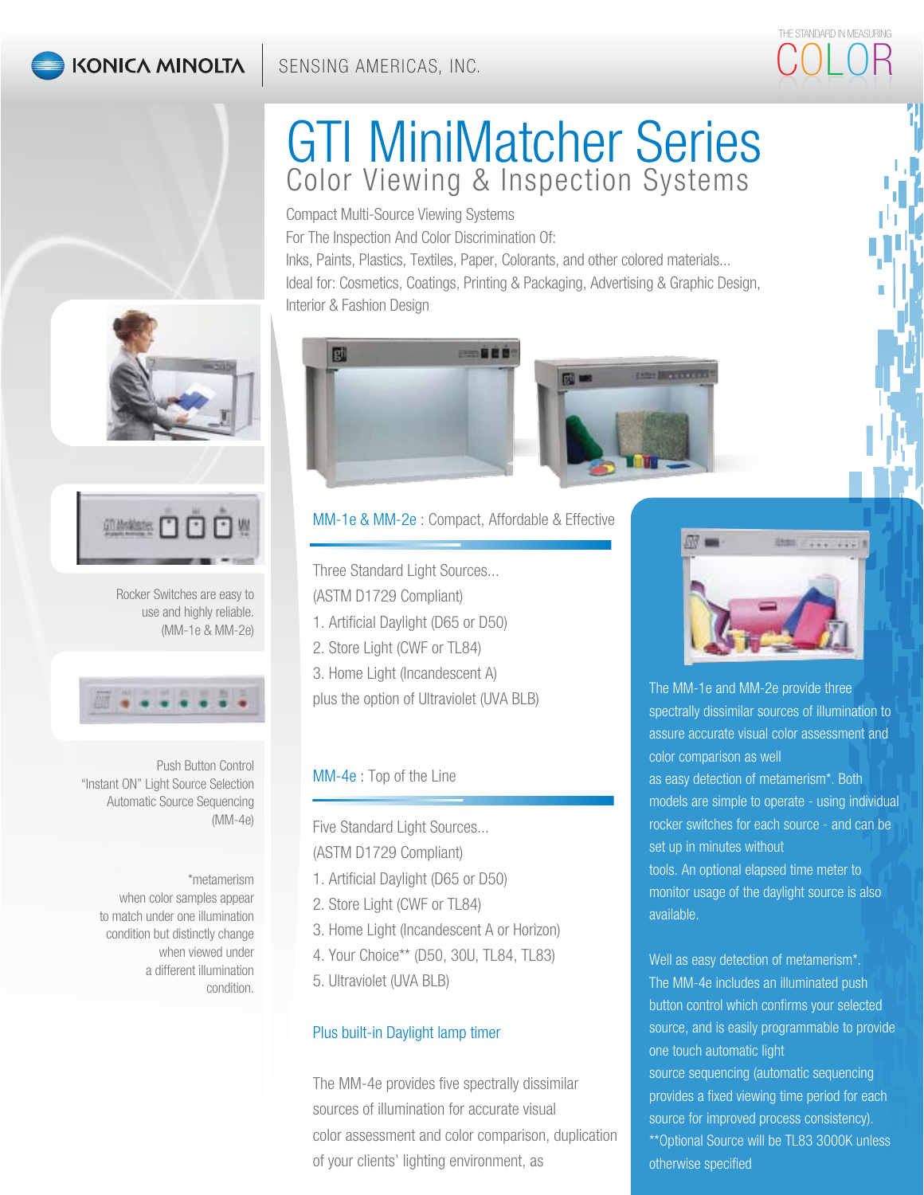KONICA MINOLTA SENSING AMERICAS, INC.

THE STANDARD IN MEASURING COLOR

# GTI MiniMatcher Series

## Color Viewing & Inspection Systems

Compact Multi-Source Viewing Systems
For The Inspection And Color Discrimination Of:
Inks, Paints, Plastics, Textiles, Paper, Colorants, and other colored materials...
Ideal for: Cosmetics, Coatings, Printing & Packaging, Advertising & Graphic Design, Interior & Fashion Design

### MM-1e & MM-2e : Compact, Affordable & Effective

Three Standard Light Sources...
(ASTM D1729 Compliant)

1. Artificial Daylight (D65 or D50)
2. Store Light (CWF or TL84)
3. Home Light (Incandescent A)

plus the option of Ultraviolet (UVA BLB)

### MM-4e : Top of the Line

Five Standard Light Sources...
(ASTM D1729 Compliant)

1. Artificial Daylight (D65 or D50)
2. Store Light (CWF or TL84)
3. Home Light (Incandescent A or Horizon)
4. Your Choice** (D50, 30U, TL84, TL83)
5. Ultraviolet (UVA BLB)

### Plus built-in Daylight lamp timer

The MM-4e provides five spectrally dissimilar sources of illumination for accurate visual color assessment and color comparison, duplication of your clients' lighting environment, as

The MM-1e and MM-2e provide three spectrally dissimilar sources of illumination to assure accurate visual color assessment and color comparison as well as easy detection of metamerism*. Both models are simple to operate - using individual rocker switches for each source - and can be set up in minutes without tools. An optional elapsed time meter to monitor usage of the daylight source is also available.

Well as easy detection of metamerism*. The MM-4e includes an illuminated push button control which confirms your selected source, and is easily programmable to provide one touch automatic light source sequencing (automatic sequencing provides a fixed viewing time period for each source for improved process consistency).
**Optional Source will be TL83 3000K unless otherwise specified

Rocker Switches are easy to use and highly reliable. (MM-1e & MM-2e)

Push Button Control
"Instant ON" Light Source Selection
Automatic Source Sequencing
(MM-4e)

*metamerism
when color samples appear to match under one illumination condition but distinctly change when viewed under a different illumination condition.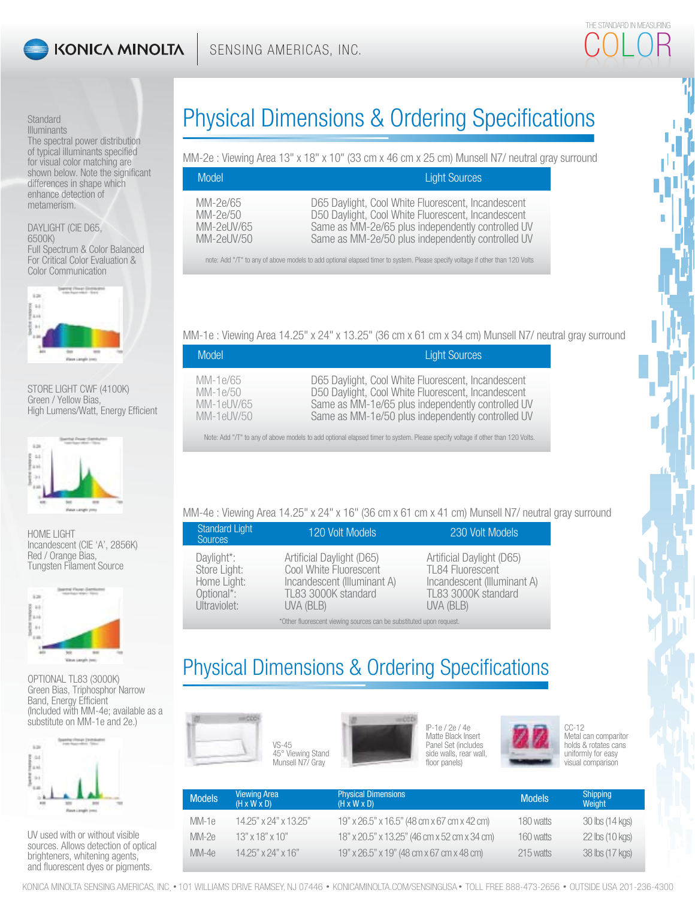Standard Illuminants
The spectral power distribution of typical illuminants specified for visual color matching are shown below. Note the significant differences in shape which enhance detection of metamerism.

DAYLIGHT (CIE D65, 6500K)
Full Spectrum & Color Balanced For Critical Color Evaluation & Color Communication

STORE LIGHT CWF (4100K)
Green / Yellow Bias,
High Lumens/Watt, Energy Efficient

HOME LIGHT
Incandescent (CIE 'A', 2856K)
Red / Orange Bias,
Tungsten Filament Source

OPTIONAL TL83 (3000K)
Green Bias, Triphosphor Narrow Band, Energy Efficient
(Included with MM-4e; available as a substitute on MM-1e and 2e.)

UV used with or without visible sources. Allows detection of optical brighteners, whitening agents, and fluorescent dyes or pigments.

# Physical Dimensions & Ordering Specifications

MM-2e : Viewing Area 13" x 18" x 10" (33 cm x 46 cm x 25 cm) Munsell N7/ neutral gray surround

| Model | Light Sources |
|---|---|
| MM-2e/65 | D65 Daylight, Cool White Fluorescent, Incandescent |
| MM-2e/50 | D50 Daylight, Cool White Fluorescent, Incandescent |
| MM-2eUV/65 | Same as MM-2e/65 plus independently controlled UV |
| MM-2eUV/50 | Same as MM-2e/50 plus independently controlled UV |

note: Add "/T" to any of above models to add optional elapsed timer to system. Please specify voltage if other than 120 Volts

MM-1e : Viewing Area 14.25" x 24" x 13.25" (36 cm x 61 cm x 34 cm) Munsell N7/ neutral gray surround

| Model | Light Sources |
|---|---|
| MM-1e/65 | D65 Daylight, Cool White Fluorescent, Incandescent |
| MM-1e/50 | D50 Daylight, Cool White Fluorescent, Incandescent |
| MM-1eUV/65 | Same as MM-1e/65 plus independently controlled UV |
| MM-1eUV/50 | Same as MM-1e/50 plus independently controlled UV |

Note: Add "/T" to any of above models to add optional elapsed timer to system. Please specify voltage if other than 120 Volts.

MM-4e : Viewing Area 14.25" x 24" x 16" (36 cm x 61 cm x 41 cm) Munsell N7/ neutral gray surround

| Standard Light Sources | 120 Volt Models | 230 Volt Models |
|---|---|---|
| Daylight*: | Artificial Daylight (D65) | Artificial Daylight (D65) |
| Store Light: | Cool White Fluorescent | TL84 Fluorescent |
| Home Light: | Incandescent (Illuminant A) | Incandescent (Illuminant A) |
| Optional*: | TL83 3000K standard | TL83 3000K standard |
| Ultraviolet: | UVA (BLB) | UVA (BLB) |

*Other fluorescent viewing sources can be substituted upon request.

# Physical Dimensions & Ordering Specifications

VS-45
45° Viewing Stand
Munsell N7/ Gray

IP-1e / 2e / 4e
Matte Black Insert Panel Set (includes side walls, rear wall, floor panels)

CC-12
Metal can comparitor holds & rotates cans uniformly for easy visual comparison

| Models | Viewing Area (H x W x D) | Physical Dimensions (H x W x D) | Models | Shipping Weight |
|---|---|---|---|---|
| MM-1e | 14.25" x 24" x 13.25" | 19" x 26.5" x 16.5" (48 cm x 67 cm x 42 cm) | 180 watts | 30 lbs (14 kgs) |
| MM-2e | 13" x 18" x 10" | 18" x 20.5" x 13.25" (46 cm x 52 cm x 34 cm) | 160 watts | 22 lbs (10 kgs) |
| MM-4e | 14.25" x 24" x 16" | 19" x 26.5" x 19" (48 cm x 67 cm x 48 cm) | 215 watts | 38 lbs (17 kgs) |

KONICA MINOLTA SENSING AMERICAS, INC. • 101 WILLIAMS DRIVE RAMSEY, NJ 07446 • KONICAMINOLTA.COM/SENSINGUSA • TOLL FREE 888-473-2656 • OUTSIDE USA 201-236-4300